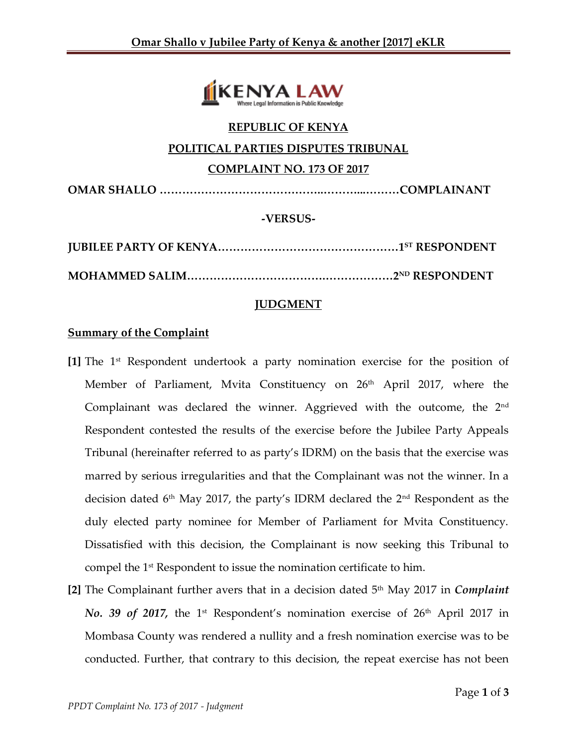**REPUBLIC OF KENYA**

**POLITICAL PARTIES DISPUTES TRIBUNAL**

**COMPLAINT NO. 173 OF 2017**

**OMAR SHALLO ……………………………………..……...……….COMPLAINANT**

**-VERSUS-**

**JUBILEE PARTY OF KENYA…………………………………………1ST RESPONDENT**

**MOHAMMED SALIM……………………………….………………2ND RESPONDENT**

## JUDGMENT

### Summary of the Complaint

**[1]** The 1st Respondent undertook a party nomination exercise for the position of Member of Parliament, Mvita Constituency on 26th April 2017, where the Complainant was declared the winner. Aggrieved with the outcome, the 2nd Respondent contested the results of the exercise before the Jubilee Party Appeals Tribunal (hereinafter referred to as party's IDRM) on the basis that the exercise was marred by serious irregularities and that the Complainant was not the winner. In a decision dated 6th May 2017, the party's IDRM declared the 2nd Respondent as the duly elected party nominee for Member of Parliament for Mvita Constituency. Dissatisfied with this decision, the Complainant is now seeking this Tribunal to compel the 1st Respondent to issue the nomination certificate to him.

**[2]** The Complainant further avers that in a decision dated 5th May 2017 in ***Complaint No. 39 of 2017,*** the 1st Respondent's nomination exercise of 26th April 2017 in Mombasa County was rendered a nullity and a fresh nomination exercise was to be conducted. Further, that contrary to this decision, the repeat exercise has not been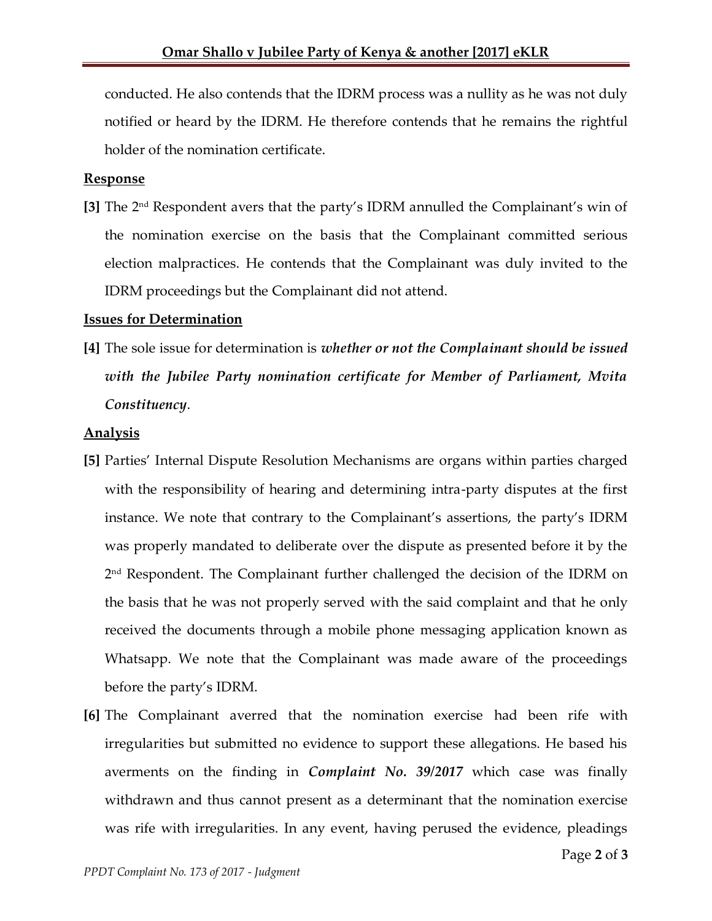conducted. He also contends that the IDRM process was a nullity as he was not duly notified or heard by the IDRM. He therefore contends that he remains the rightful holder of the nomination certificate.

## Response

**[3]** The 2nd Respondent avers that the party's IDRM annulled the Complainant's win of the nomination exercise on the basis that the Complainant committed serious election malpractices. He contends that the Complainant was duly invited to the IDRM proceedings but the Complainant did not attend.

## Issues for Determination

**[4]** The sole issue for determination is ***whether or not the Complainant should be issued with the Jubilee Party nomination certificate for Member of Parliament, Mvita Constituency***.

## Analysis

**[5]** Parties' Internal Dispute Resolution Mechanisms are organs within parties charged with the responsibility of hearing and determining intra-party disputes at the first instance. We note that contrary to the Complainant's assertions, the party's IDRM was properly mandated to deliberate over the dispute as presented before it by the 2nd Respondent. The Complainant further challenged the decision of the IDRM on the basis that he was not properly served with the said complaint and that he only received the documents through a mobile phone messaging application known as Whatsapp. We note that the Complainant was made aware of the proceedings before the party's IDRM.

**[6]** The Complainant averred that the nomination exercise had been rife with irregularities but submitted no evidence to support these allegations. He based his averments on the finding in ***Complaint No. 39/2017*** which case was finally withdrawn and thus cannot present as a determinant that the nomination exercise was rife with irregularities. In any event, having perused the evidence, pleadings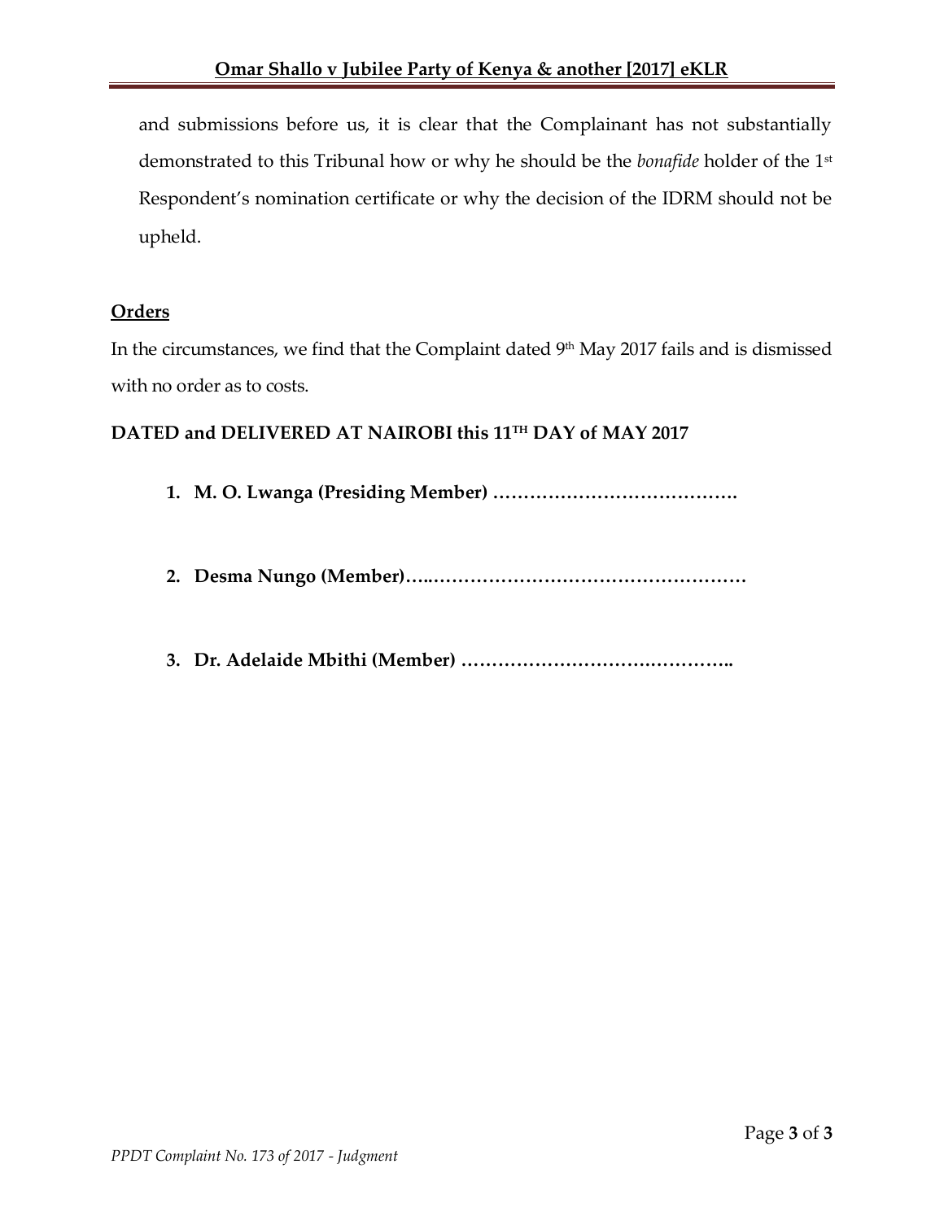and submissions before us, it is clear that the Complainant has not substantially demonstrated to this Tribunal how or why he should be the *bonafide* holder of the 1st Respondent's nomination certificate or why the decision of the IDRM should not be upheld.

**Orders**

In the circumstances, we find that the Complaint dated 9th May 2017 fails and is dismissed with no order as to costs.

**DATED and DELIVERED AT NAIROBI this 11TH DAY of MAY 2017**

1. **M. O. Lwanga (Presiding Member) ………………………………….**

2. **Desma Nungo (Member)…..……………………………………………**

3. **Dr. Adelaide Mbithi (Member) …………………………….…………..**